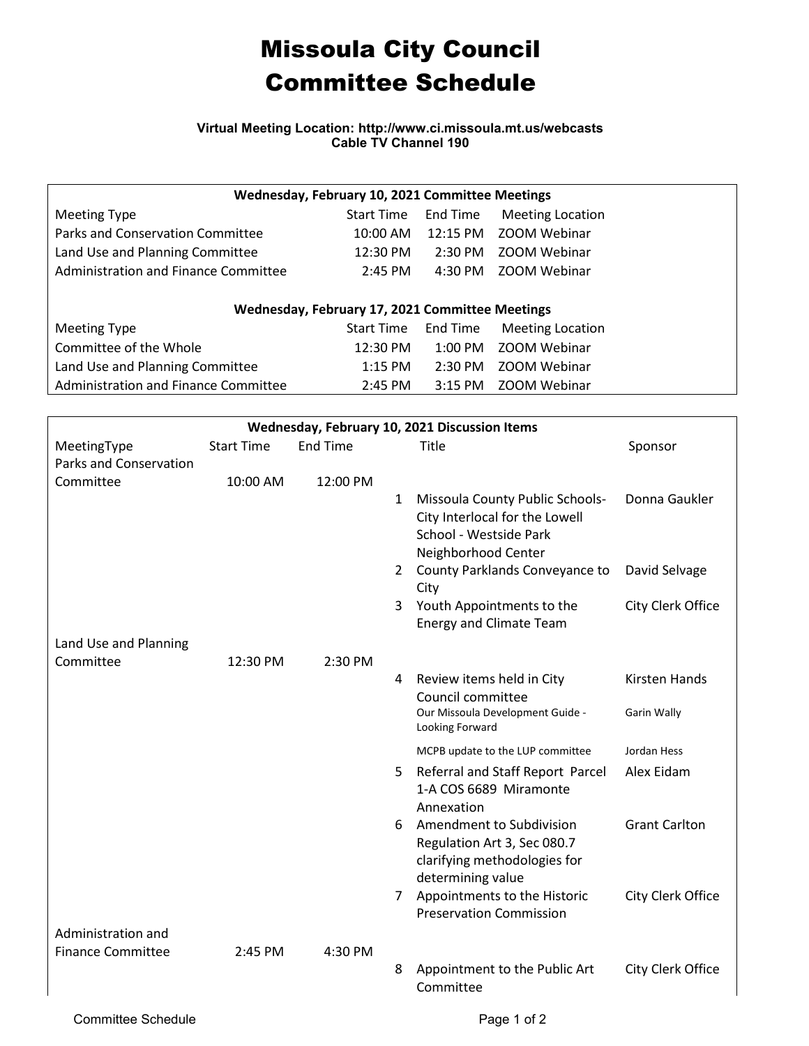# Missoula City Council Committee Schedule

**Virtual Meeting Location: http://www.ci.missoula.mt.us/webcasts**
**Cable TV Channel 190**

| Wednesday, February 10, 2021 Committee Meetings | | | |
|---|---|---|---|
| Meeting Type | Start Time | End Time | Meeting Location |
| Parks and Conservation Committee | 10:00 AM | 12:15 PM | ZOOM Webinar |
| Land Use and Planning Committee | 12:30 PM | 2:30 PM | ZOOM Webinar |
| Administration and Finance Committee | 2:45 PM | 4:30 PM | ZOOM Webinar |

| Wednesday, February 17, 2021 Committee Meetings | | | |
|---|---|---|---|
| Meeting Type | Start Time | End Time | Meeting Location |
| Committee of the Whole | 12:30 PM | 1:00 PM | ZOOM Webinar |
| Land Use and Planning Committee | 1:15 PM | 2:30 PM | ZOOM Webinar |
| Administration and Finance Committee | 2:45 PM | 3:15 PM | ZOOM Webinar |

| Wednesday, February 10, 2021 Discussion Items | | | | | |
|---|---|---|---|---|---|
| MeetingType | Start Time | End Time | | Title | Sponsor |
| Parks and Conservation Committee | 10:00 AM | 12:00 PM | | | |
| | | | 1 | Missoula County Public Schools-City Interlocal for the Lowell School - Westside Park Neighborhood Center | Donna Gaukler |
| | | | 2 | County Parklands Conveyance to City | David Selvage |
| | | | 3 | Youth Appointments to the Energy and Climate Team | City Clerk Office |
| Land Use and Planning Committee | 12:30 PM | 2:30 PM | | | |
| | | | 4 | Review items held in City Council committee | Kirsten Hands |
| | | | | Our Missoula Development Guide - Looking Forward | Garin Wally |
| | | | | MCPB update to the LUP committee | Jordan Hess |
| | | | 5 | Referral and Staff Report Parcel 1-A COS 6689 Miramonte Annexation | Alex Eidam |
| | | | 6 | Amendment to Subdivision Regulation Art 3, Sec 080.7 clarifying methodologies for determining value | Grant Carlton |
| | | | 7 | Appointments to the Historic Preservation Commission | City Clerk Office |
| Administration and Finance Committee | 2:45 PM | 4:30 PM | | | |
| | | | 8 | Appointment to the Public Art Committee | City Clerk Office |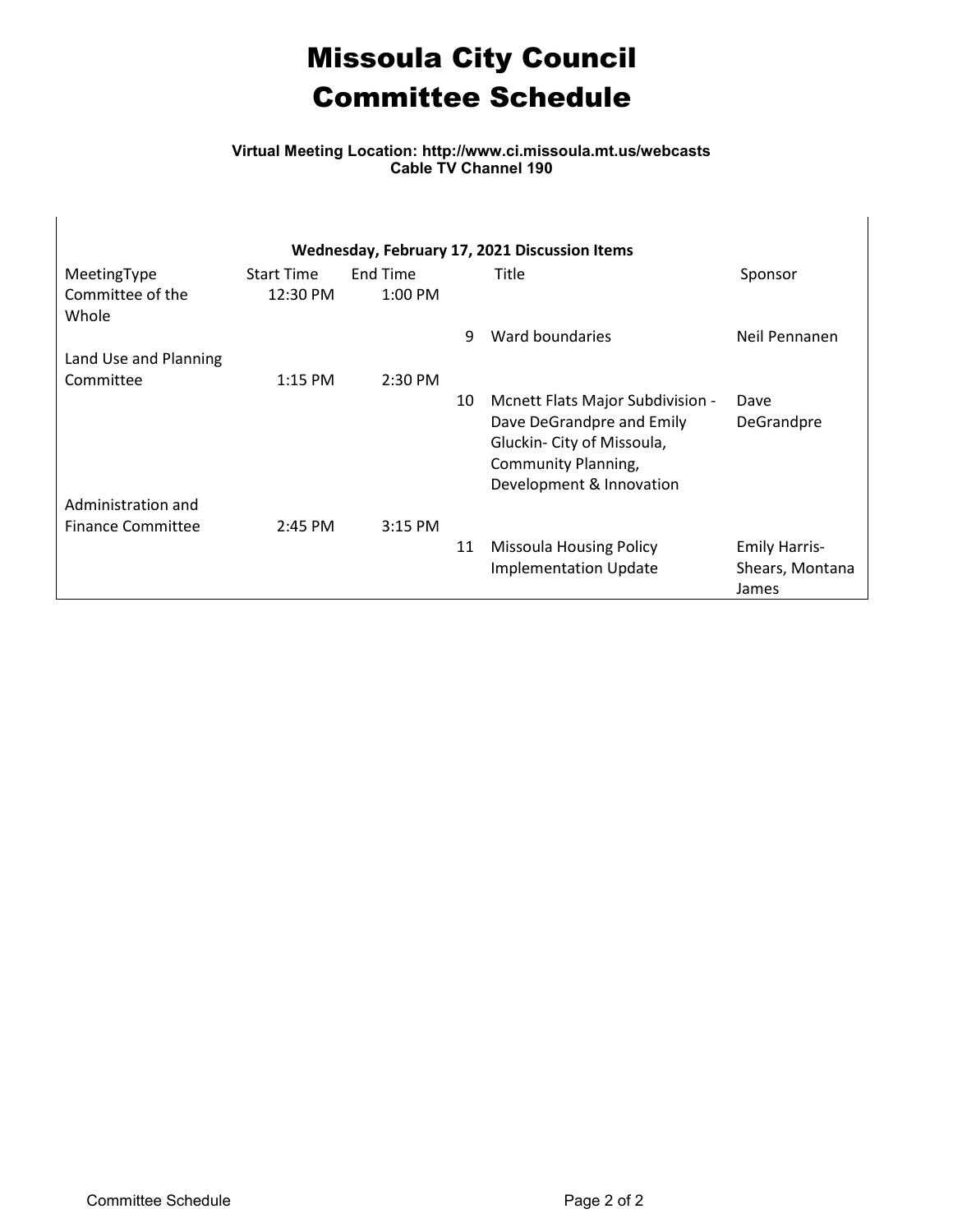# Missoula City Council
# Committee Schedule

**Virtual Meeting Location: http://www.ci.missoula.mt.us/webcasts**
**Cable TV Channel 190**

**Wednesday, February 17, 2021 Discussion Items**

| MeetingType | Start Time | End Time | | Title | Sponsor |
|---|---|---|---|---|---|
| Committee of the Whole | 12:30 PM | 1:00 PM | | | |
| | | | 9 | Ward boundaries | Neil Pennanen |
| Land Use and Planning Committee | 1:15 PM | 2:30 PM | | | |
| | | | 10 | Mcnett Flats Major Subdivision - Dave DeGrandpre and Emily Gluckin- City of Missoula, Community Planning, Development & Innovation | Dave DeGrandpre |
| Administration and Finance Committee | 2:45 PM | 3:15 PM | | | |
| | | | 11 | Missoula Housing Policy Implementation Update | Emily Harris-Shears, Montana James |